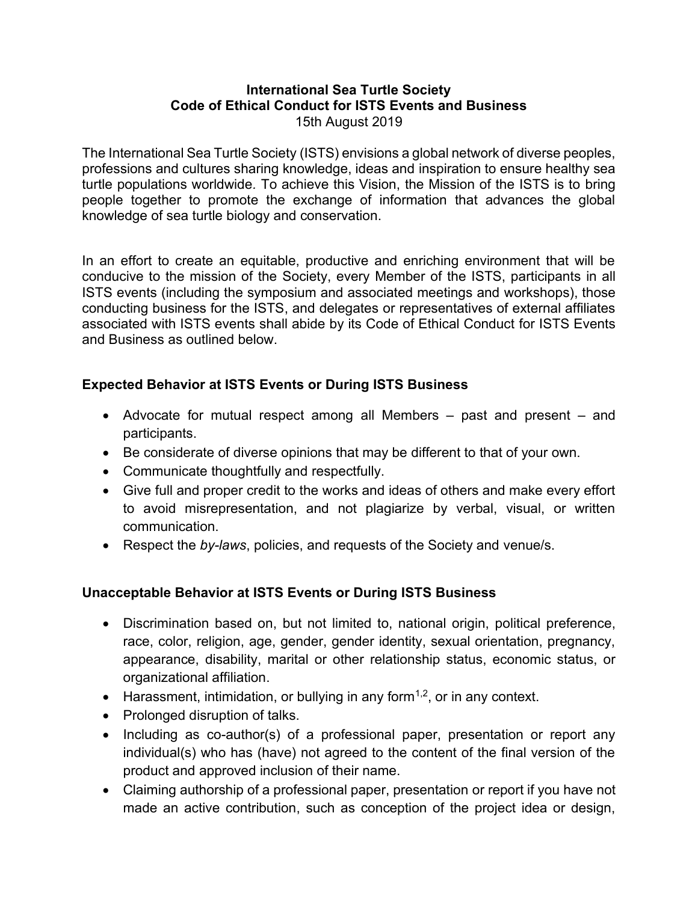**International Sea Turtle Society**
**Code of Ethical Conduct for ISTS Events and Business**
15th August 2019

The International Sea Turtle Society (ISTS) envisions a global network of diverse peoples, professions and cultures sharing knowledge, ideas and inspiration to ensure healthy sea turtle populations worldwide. To achieve this Vision, the Mission of the ISTS is to bring people together to promote the exchange of information that advances the global knowledge of sea turtle biology and conservation.

In an effort to create an equitable, productive and enriching environment that will be conducive to the mission of the Society, every Member of the ISTS, participants in all ISTS events (including the symposium and associated meetings and workshops), those conducting business for the ISTS, and delegates or representatives of external affiliates associated with ISTS events shall abide by its Code of Ethical Conduct for ISTS Events and Business as outlined below.

### Expected Behavior at ISTS Events or During ISTS Business

- Advocate for mutual respect among all Members – past and present – and participants.
- Be considerate of diverse opinions that may be different to that of your own.
- Communicate thoughtfully and respectfully.
- Give full and proper credit to the works and ideas of others and make every effort to avoid misrepresentation, and not plagiarize by verbal, visual, or written communication.
- Respect the *by-laws*, policies, and requests of the Society and venue/s.

### Unacceptable Behavior at ISTS Events or During ISTS Business

- Discrimination based on, but not limited to, national origin, political preference, race, color, religion, age, gender, gender identity, sexual orientation, pregnancy, appearance, disability, marital or other relationship status, economic status, or organizational affiliation.
- Harassment, intimidation, or bullying in any form[1,2], or in any context.
- Prolonged disruption of talks.
- Including as co-author(s) of a professional paper, presentation or report any individual(s) who has (have) not agreed to the content of the final version of the product and approved inclusion of their name.
- Claiming authorship of a professional paper, presentation or report if you have not made an active contribution, such as conception of the project idea or design,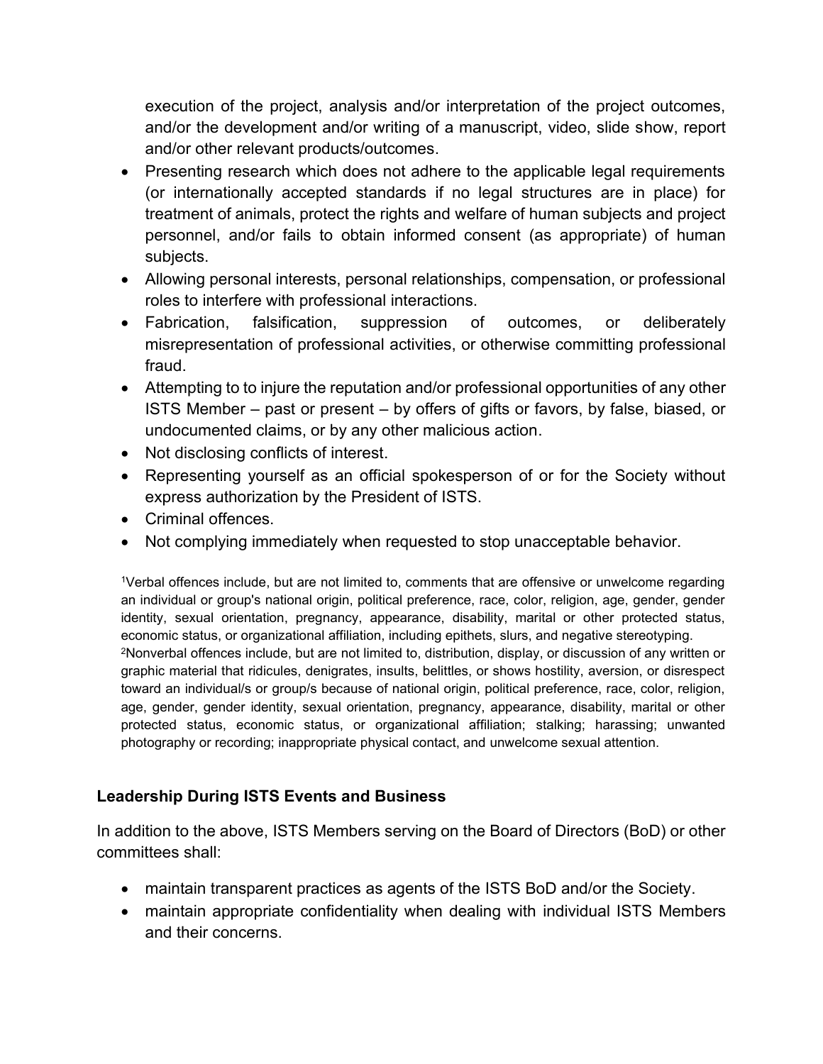execution of the project, analysis and/or interpretation of the project outcomes, and/or the development and/or writing of a manuscript, video, slide show, report and/or other relevant products/outcomes.

- Presenting research which does not adhere to the applicable legal requirements (or internationally accepted standards if no legal structures are in place) for treatment of animals, protect the rights and welfare of human subjects and project personnel, and/or fails to obtain informed consent (as appropriate) of human subjects.
- Allowing personal interests, personal relationships, compensation, or professional roles to interfere with professional interactions.
- Fabrication, falsification, suppression of outcomes, or deliberately misrepresentation of professional activities, or otherwise committing professional fraud.
- Attempting to to injure the reputation and/or professional opportunities of any other ISTS Member – past or present – by offers of gifts or favors, by false, biased, or undocumented claims, or by any other malicious action.
- Not disclosing conflicts of interest.
- Representing yourself as an official spokesperson of or for the Society without express authorization by the President of ISTS.
- Criminal offences.
- Not complying immediately when requested to stop unacceptable behavior.

[1]Verbal offences include, but are not limited to, comments that are offensive or unwelcome regarding an individual or group's national origin, political preference, race, color, religion, age, gender, gender identity, sexual orientation, pregnancy, appearance, disability, marital or other protected status, economic status, or organizational affiliation, including epithets, slurs, and negative stereotyping.
[2]Nonverbal offences include, but are not limited to, distribution, display, or discussion of any written or graphic material that ridicules, denigrates, insults, belittles, or shows hostility, aversion, or disrespect toward an individual/s or group/s because of national origin, political preference, race, color, religion, age, gender, gender identity, sexual orientation, pregnancy, appearance, disability, marital or other protected status, economic status, or organizational affiliation; stalking; harassing; unwanted photography or recording; inappropriate physical contact, and unwelcome sexual attention.

### Leadership During ISTS Events and Business

In addition to the above, ISTS Members serving on the Board of Directors (BoD) or other committees shall:

- maintain transparent practices as agents of the ISTS BoD and/or the Society.
- maintain appropriate confidentiality when dealing with individual ISTS Members and their concerns.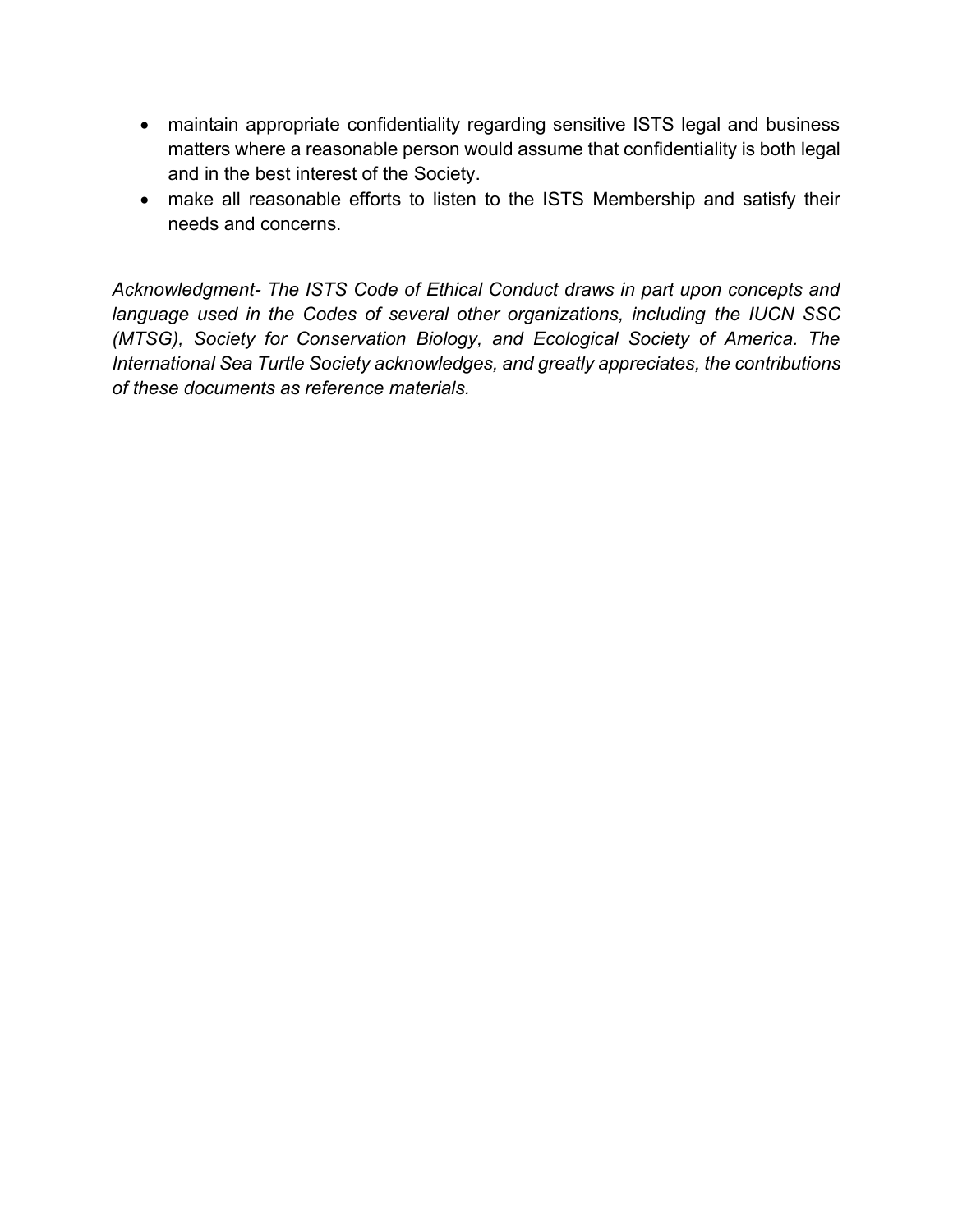- maintain appropriate confidentiality regarding sensitive ISTS legal and business matters where a reasonable person would assume that confidentiality is both legal and in the best interest of the Society.
- make all reasonable efforts to listen to the ISTS Membership and satisfy their needs and concerns.

*Acknowledgment- The ISTS Code of Ethical Conduct draws in part upon concepts and language used in the Codes of several other organizations, including the IUCN SSC (MTSG), Society for Conservation Biology, and Ecological Society of America. The International Sea Turtle Society acknowledges, and greatly appreciates, the contributions of these documents as reference materials.*